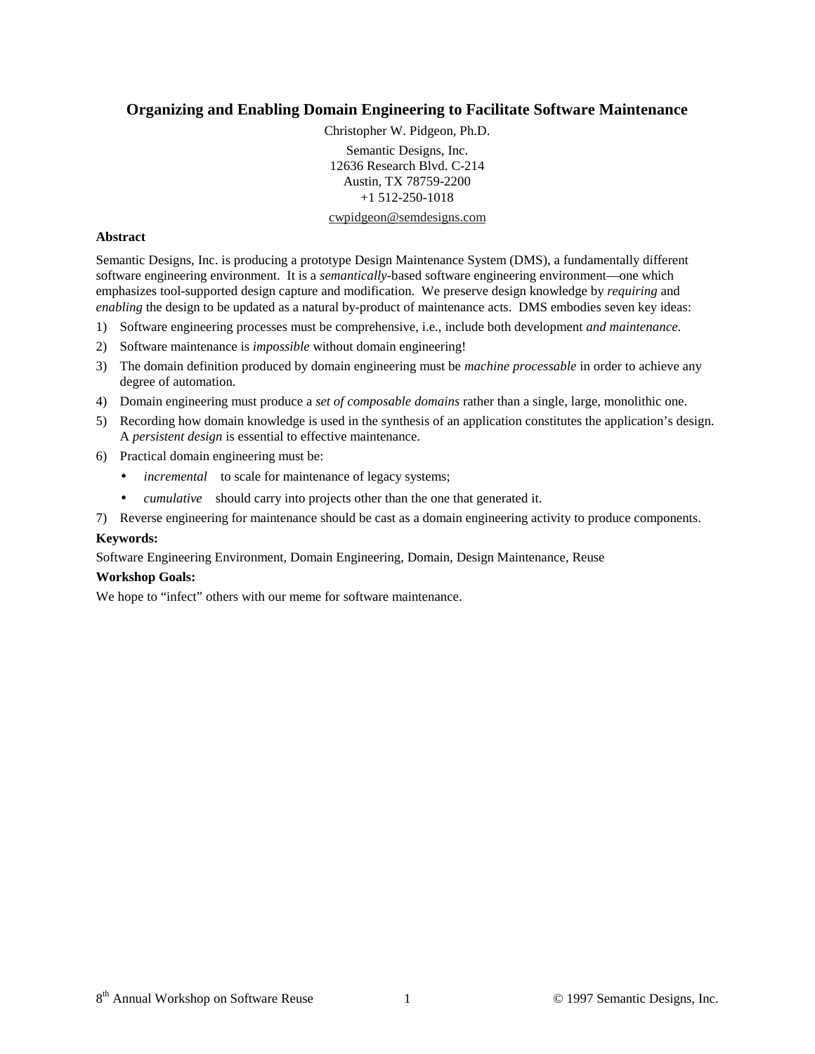# Organizing and Enabling Domain Engineering to Facilitate Software Maintenance

Christopher W. Pidgeon, Ph.D.

Semantic Designs, Inc.
12636 Research Blvd. C-214
Austin, TX 78759-2200
+1 512-250-1018

cwpidgeon@semdesigns.com

### Abstract

Semantic Designs, Inc. is producing a prototype Design Maintenance System (DMS), a fundamentally different software engineering environment. It is a *semantically*-based software engineering environment—one which emphasizes tool-supported design capture and modification. We preserve design knowledge by *requiring* and *enabling* the design to be updated as a natural by-product of maintenance acts. DMS embodies seven key ideas:

1) Software engineering processes must be comprehensive, i.e., include both development *and maintenance*.
2) Software maintenance is *impossible* without domain engineering!
3) The domain definition produced by domain engineering must be *machine processable* in order to achieve any degree of automation.
4) Domain engineering must produce a *set of composable domains* rather than a single, large, monolithic one.
5) Recording how domain knowledge is used in the synthesis of an application constitutes the application's design. A *persistent design* is essential to effective maintenance.
6) Practical domain engineering must be:
   - *incremental* to scale for maintenance of legacy systems;
   - *cumulative* should carry into projects other than the one that generated it.
7) Reverse engineering for maintenance should be cast as a domain engineering activity to produce components.

### Keywords:

Software Engineering Environment, Domain Engineering, Domain, Design Maintenance, Reuse

### Workshop Goals:

We hope to "infect" others with our meme for software maintenance.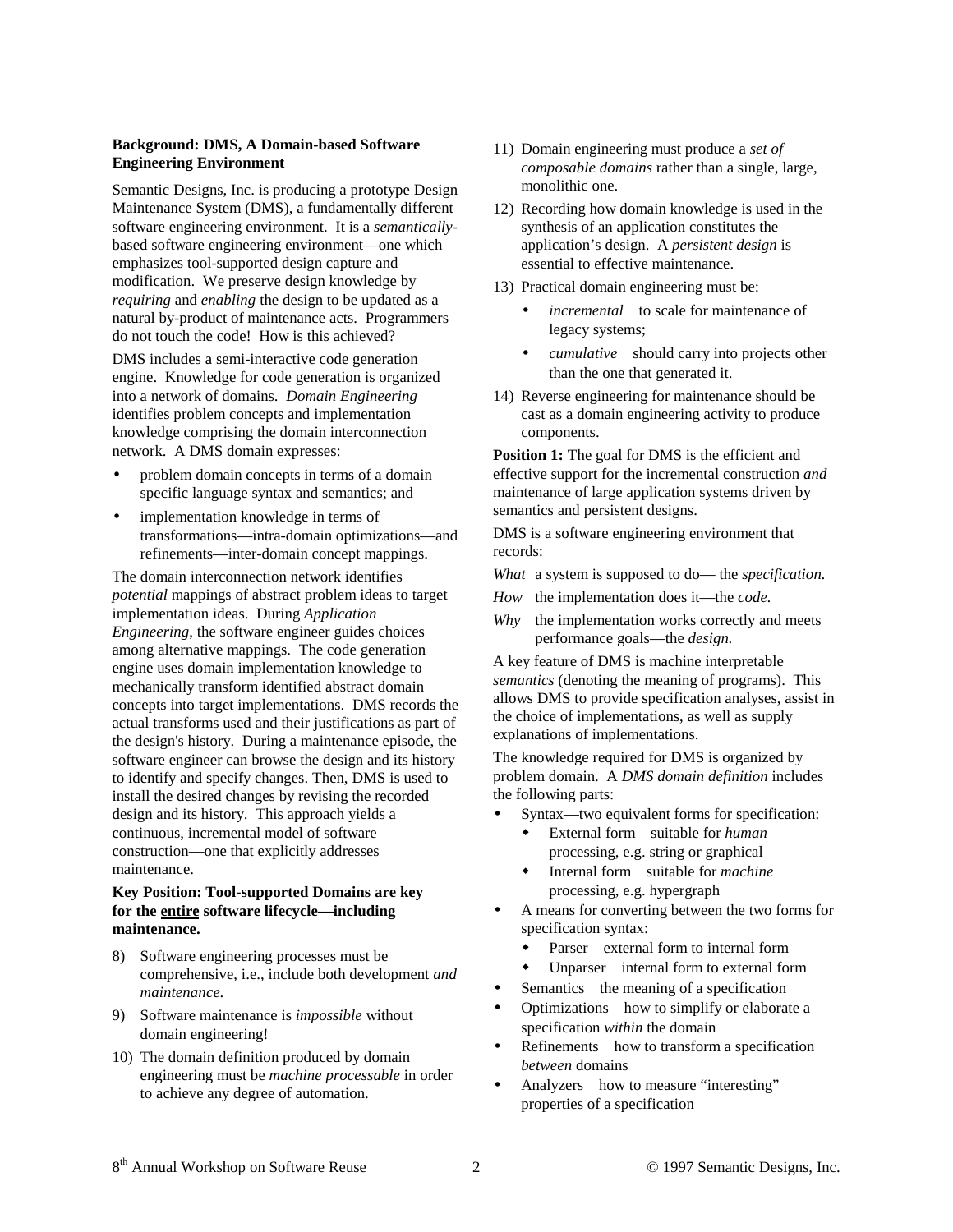**Background: DMS, A Domain-based Software Engineering Environment**

Semantic Designs, Inc. is producing a prototype Design Maintenance System (DMS), a fundamentally different software engineering environment. It is a *semantically*-based software engineering environment—one which emphasizes tool-supported design capture and modification. We preserve design knowledge by *requiring* and *enabling* the design to be updated as a natural by-product of maintenance acts. Programmers do not touch the code! How is this achieved?

DMS includes a semi-interactive code generation engine. Knowledge for code generation is organized into a network of domains. *Domain Engineering* identifies problem concepts and implementation knowledge comprising the domain interconnection network. A DMS domain expresses:

- problem domain concepts in terms of a domain specific language syntax and semantics; and
- implementation knowledge in terms of transformations—intra-domain optimizations—and refinements—inter-domain concept mappings.

The domain interconnection network identifies *potential* mappings of abstract problem ideas to target implementation ideas. During *Application Engineering*, the software engineer guides choices among alternative mappings. The code generation engine uses domain implementation knowledge to mechanically transform identified abstract domain concepts into target implementations. DMS records the actual transforms used and their justifications as part of the design's history. During a maintenance episode, the software engineer can browse the design and its history to identify and specify changes. Then, DMS is used to install the desired changes by revising the recorded design and its history. This approach yields a continuous, incremental model of software construction—one that explicitly addresses maintenance.

**Key Position: Tool-supported Domains are key for the <u>entire</u> software lifecycle—including maintenance.**

8) Software engineering processes must be comprehensive, i.e., include both development *and maintenance.*
9) Software maintenance is *impossible* without domain engineering!
10) The domain definition produced by domain engineering must be *machine processable* in order to achieve any degree of automation.
11) Domain engineering must produce a *set of composable domains* rather than a single, large, monolithic one.
12) Recording how domain knowledge is used in the synthesis of an application constitutes the application's design. A *persistent design* is essential to effective maintenance.
13) Practical domain engineering must be:
    - *incremental* to scale for maintenance of legacy systems;
    - *cumulative* should carry into projects other than the one that generated it.
14) Reverse engineering for maintenance should be cast as a domain engineering activity to produce components.

**Position 1:** The goal for DMS is the efficient and effective support for the incremental construction *and* maintenance of large application systems driven by semantics and persistent designs.

DMS is a software engineering environment that records:

*What* a system is supposed to do— the *specification.*

*How* the implementation does it—the *code.*

*Why* the implementation works correctly and meets performance goals—the *design.*

A key feature of DMS is machine interpretable *semantics* (denoting the meaning of programs). This allows DMS to provide specification analyses, assist in the choice of implementations, as well as supply explanations of implementations.

The knowledge required for DMS is organized by problem domain. A *DMS domain definition* includes the following parts:

- Syntax—two equivalent forms for specification:
    - External form suitable for *human* processing, e.g. string or graphical
    - Internal form suitable for *machine* processing, e.g. hypergraph
- A means for converting between the two forms for specification syntax:
    - Parser external form to internal form
    - Unparser internal form to external form
- Semantics the meaning of a specification
- Optimizations how to simplify or elaborate a specification *within* the domain
- Refinements how to transform a specification *between* domains
- Analyzers how to measure "interesting" properties of a specification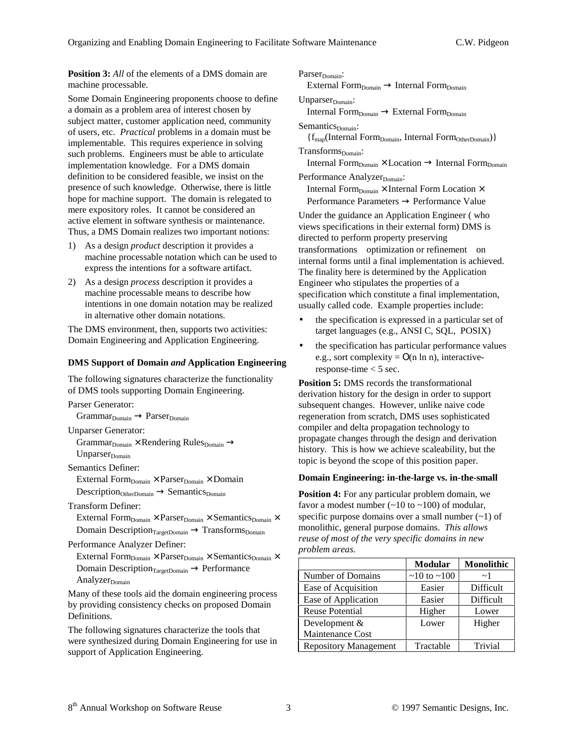**Position 3:** *All* of the elements of a DMS domain are machine processable.

Some Domain Engineering proponents choose to define a domain as a problem area of interest chosen by subject matter, customer application need, community of users, etc. *Practical* problems in a domain must be implementable. This requires experience in solving such problems. Engineers must be able to articulate implementation knowledge. For a DMS domain definition to be considered feasible, we insist on the presence of such knowledge. Otherwise, there is little hope for machine support. The domain is relegated to mere expository roles. It cannot be considered an active element in software synthesis or maintenance. Thus, a DMS Domain realizes two important notions:

1) As a design *product* description it provides a machine processable notation which can be used to express the intentions for a software artifact.
2) As a design *process* description it provides a machine processable means to describe how intentions in one domain notation may be realized in alternative other domain notations.

The DMS environment, then, supports two activities: Domain Engineering and Application Engineering.

### DMS Support of Domain *and* Application Engineering

The following signatures characterize the functionality of DMS tools supporting Domain Engineering.

Parser Generator:
$\text{Grammar}_{\text{Domain}} \rightarrow \text{Parser}_{\text{Domain}}$

Unparser Generator:
$\text{Grammar}_{\text{Domain}} \times \text{Rendering Rules}_{\text{Domain}} \rightarrow \text{Unparser}_{\text{Domain}}$

Semantics Definer:
$\text{External Form}_{\text{Domain}} \times \text{Parser}_{\text{Domain}} \times \text{Domain Description}_{\text{OtherDomain}} \rightarrow \text{Semantics}_{\text{Domain}}$

Transform Definer:
$\text{External Form}_{\text{Domain}} \times \text{Parser}_{\text{Domain}} \times \text{Semantics}_{\text{Domain}} \times \text{Domain Description}_{\text{TargetDomain}} \rightarrow \text{Transforms}_{\text{Domain}}$

Performance Analyzer Definer:
$\text{External Form}_{\text{Domain}} \times \text{Parser}_{\text{Domain}} \times \text{Semantics}_{\text{Domain}} \times \text{Domain Description}_{\text{TargetDomain}} \rightarrow \text{Performance Analyzer}_{\text{Domain}}$

Many of these tools aid the domain engineering process by providing consistency checks on proposed Domain Definitions.

The following signatures characterize the tools that were synthesized during Domain Engineering for use in support of Application Engineering.

$\text{Parser}_{\text{Domain}}$:
$\text{External Form}_{\text{Domain}} \rightarrow \text{Internal Form}_{\text{Domain}}$

$\text{Unparser}_{\text{Domain}}$:
$\text{Internal Form}_{\text{Domain}} \rightarrow \text{External Form}_{\text{Domain}}$

$\text{Semantics}_{\text{Domain}}$:
$\{f_{\text{map}}(\text{Internal Form}_{\text{Domain}}, \text{Internal Form}_{\text{OtherDomain}})\}$

$\text{Transforms}_{\text{Domain}}$:
$\text{Internal Form}_{\text{Domain}} \times \text{Location} \rightarrow \text{Internal Form}_{\text{Domain}}$

$\text{Performance Analyzer}_{\text{Domain}}$:
$\text{Internal Form}_{\text{Domain}} \times \text{Internal Form Location} \times \text{Performance Parameters} \rightarrow \text{Performance Value}$

Under the guidance an Application Engineer ( who views specifications in their external form) DMS is directed to perform property preserving transformations optimization or refinement on internal forms until a final implementation is achieved. The finality here is determined by the Application Engineer who stipulates the properties of a specification which constitute a final implementation, usually called code. Example properties include:

- the specification is expressed in a particular set of target languages (e.g., ANSI C, SQL, POSIX)
- the specification has particular performance values e.g., sort complexity = $O(n \ln n)$, interactive-response-time < 5 sec.

**Position 5:** DMS records the transformational derivation history for the design in order to support subsequent changes. However, unlike naive code regeneration from scratch, DMS uses sophisticated compiler and delta propagation technology to propagate changes through the design and derivation history. This is how we achieve scaleability, but the topic is beyond the scope of this position paper.

### Domain Engineering: in-the-large vs. in-the-small

**Position 4:** For any particular problem domain, we favor a modest number (~10 to ~100) of modular, specific purpose domains over a small number (~1) of monolithic, general purpose domains. *This allows reuse of most of the very specific domains in new problem areas.*

| | **Modular** | **Monolithic** |
|---|---|---|
| Number of Domains | ~10 to ~100 | ~1 |
| Ease of Acquisition | Easier | Difficult |
| Ease of Application | Easier | Difficult |
| Reuse Potential | Higher | Lower |
| Development & Maintenance Cost | Lower | Higher |
| Repository Management | Tractable | Trivial |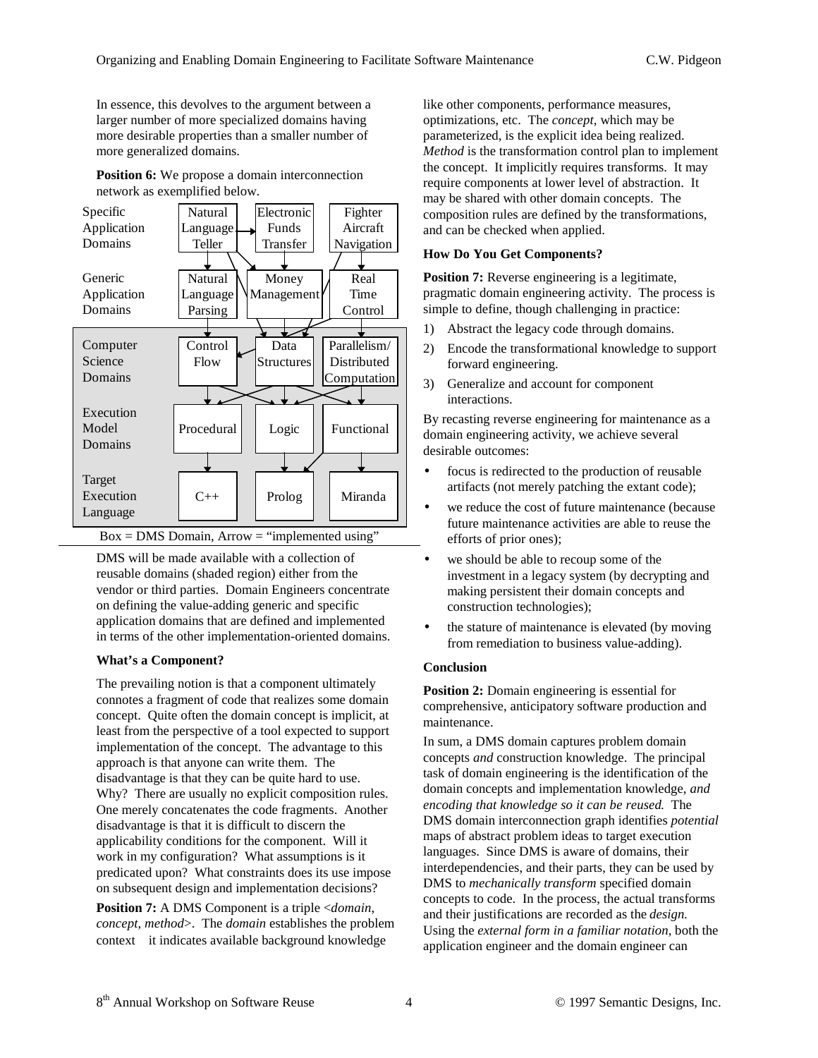In essence, this devolves to the argument between a larger number of more specialized domains having more desirable properties than a smaller number of more generalized domains.

**Position 6:** We propose a domain interconnection network as exemplified below.

| Layer | | | |
|---|---|---|---|
| Specific Application Domains | Natural Language Teller | Electronic Funds Transfer | Fighter Aircraft Navigation |
| Generic Application Domains | Natural Language Parsing | Money Management | Real Time Control |
| Computer Science Domains | Control Flow | Data Structures | Parallelism/ Distributed Computation |
| Execution Model Domains | Procedural | Logic | Functional |
| Target Execution Language | C++ | Prolog | Miranda |

Box = DMS Domain, Arrow = "implemented using"

DMS will be made available with a collection of reusable domains (shaded region) either from the vendor or third parties. Domain Engineers concentrate on defining the value-adding generic and specific application domains that are defined and implemented in terms of the other implementation-oriented domains.

### What's a Component?

The prevailing notion is that a component ultimately connotes a fragment of code that realizes some domain concept. Quite often the domain concept is implicit, at least from the perspective of a tool expected to support implementation of the concept. The advantage to this approach is that anyone can write them. The disadvantage is that they can be quite hard to use. Why? There are usually no explicit composition rules. One merely concatenates the code fragments. Another disadvantage is that it is difficult to discern the applicability conditions for the component. Will it work in my configuration? What assumptions is it predicated upon? What constraints does its use impose on subsequent design and implementation decisions?

**Position 7:** A DMS Component is a triple <*domain*, *concept*, *method*>. The *domain* establishes the problem context it indicates available background knowledge like other components, performance measures, optimizations, etc. The *concept,* which may be parameterized, is the explicit idea being realized. *Method* is the transformation control plan to implement the concept. It implicitly requires transforms. It may require components at lower level of abstraction. It may be shared with other domain concepts. The composition rules are defined by the transformations, and can be checked when applied.

### How Do You Get Components?

**Position 7:** Reverse engineering is a legitimate, pragmatic domain engineering activity. The process is simple to define, though challenging in practice:

1) Abstract the legacy code through domains.
2) Encode the transformational knowledge to support forward engineering.
3) Generalize and account for component interactions.

By recasting reverse engineering for maintenance as a domain engineering activity, we achieve several desirable outcomes:

- focus is redirected to the production of reusable artifacts (not merely patching the extant code);
- we reduce the cost of future maintenance (because future maintenance activities are able to reuse the efforts of prior ones);
- we should be able to recoup some of the investment in a legacy system (by decrypting and making persistent their domain concepts and construction technologies);
- the stature of maintenance is elevated (by moving from remediation to business value-adding).

### Conclusion

**Position 2:** Domain engineering is essential for comprehensive, anticipatory software production and maintenance.

In sum, a DMS domain captures problem domain concepts *and* construction knowledge. The principal task of domain engineering is the identification of the domain concepts and implementation knowledge, *and encoding that knowledge so it can be reused.* The DMS domain interconnection graph identifies *potential* maps of abstract problem ideas to target execution languages. Since DMS is aware of domains, their interdependencies, and their parts, they can be used by DMS to *mechanically transform* specified domain concepts to code. In the process, the actual transforms and their justifications are recorded as the *design.* Using the *external form in a familiar notation*, both the application engineer and the domain engineer can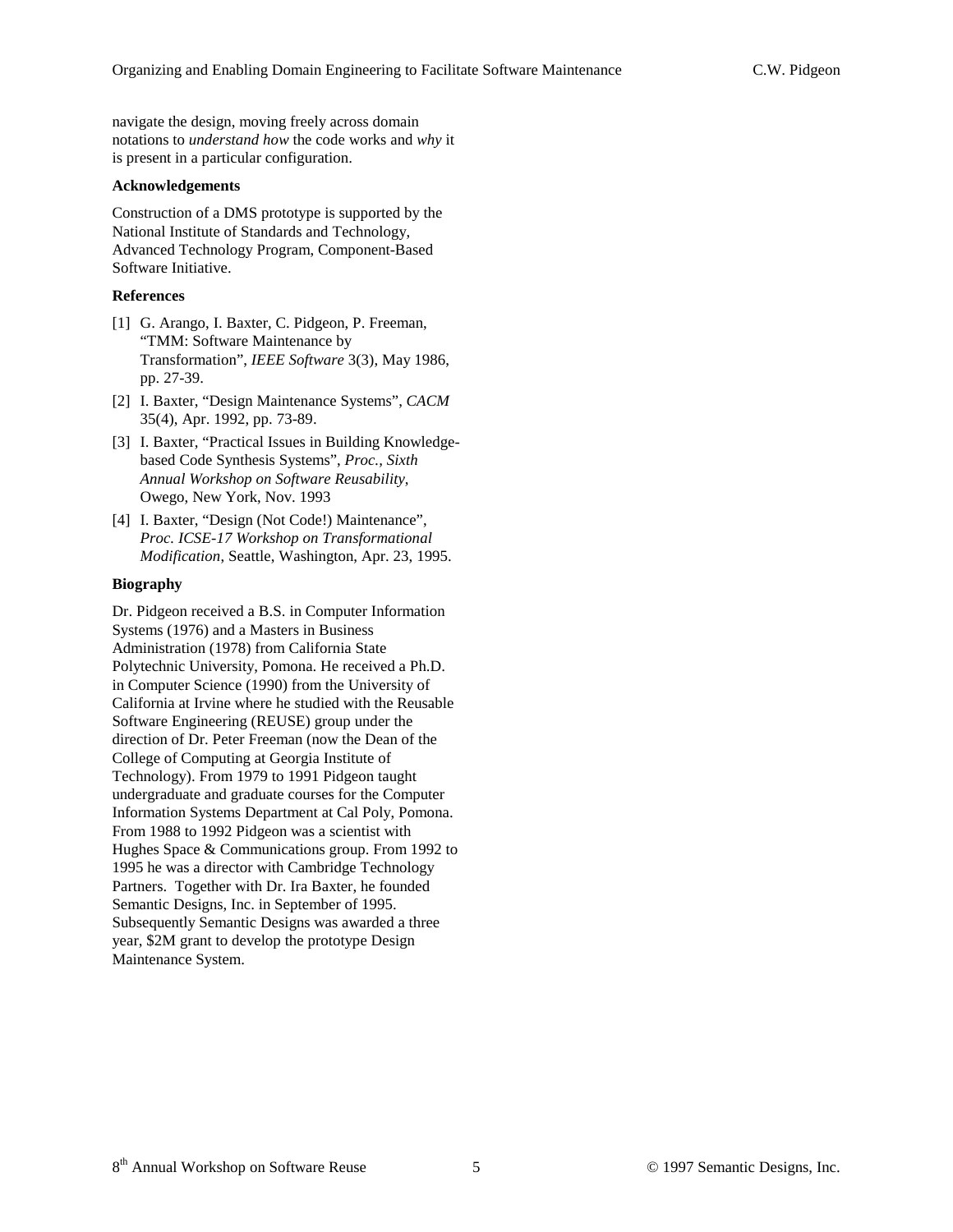navigate the design, moving freely across domain notations to *understand how* the code works and *why* it is present in a particular configuration.

### Acknowledgements

Construction of a DMS prototype is supported by the National Institute of Standards and Technology, Advanced Technology Program, Component-Based Software Initiative.

### References

[1] G. Arango, I. Baxter, C. Pidgeon, P. Freeman, "TMM: Software Maintenance by Transformation", *IEEE Software* 3(3), May 1986, pp. 27-39.

[2] I. Baxter, "Design Maintenance Systems", *CACM* 35(4), Apr. 1992, pp. 73-89.

[3] I. Baxter, "Practical Issues in Building Knowledge-based Code Synthesis Systems", *Proc., Sixth Annual Workshop on Software Reusability*, Owego, New York, Nov. 1993

[4] I. Baxter, "Design (Not Code!) Maintenance", *Proc. ICSE-17 Workshop on Transformational Modification*, Seattle, Washington, Apr. 23, 1995.

### Biography

Dr. Pidgeon received a B.S. in Computer Information Systems (1976) and a Masters in Business Administration (1978) from California State Polytechnic University, Pomona. He received a Ph.D. in Computer Science (1990) from the University of California at Irvine where he studied with the Reusable Software Engineering (REUSE) group under the direction of Dr. Peter Freeman (now the Dean of the College of Computing at Georgia Institute of Technology). From 1979 to 1991 Pidgeon taught undergraduate and graduate courses for the Computer Information Systems Department at Cal Poly, Pomona. From 1988 to 1992 Pidgeon was a scientist with Hughes Space & Communications group. From 1992 to 1995 he was a director with Cambridge Technology Partners. Together with Dr. Ira Baxter, he founded Semantic Designs, Inc. in September of 1995. Subsequently Semantic Designs was awarded a three year, $2M grant to develop the prototype Design Maintenance System.